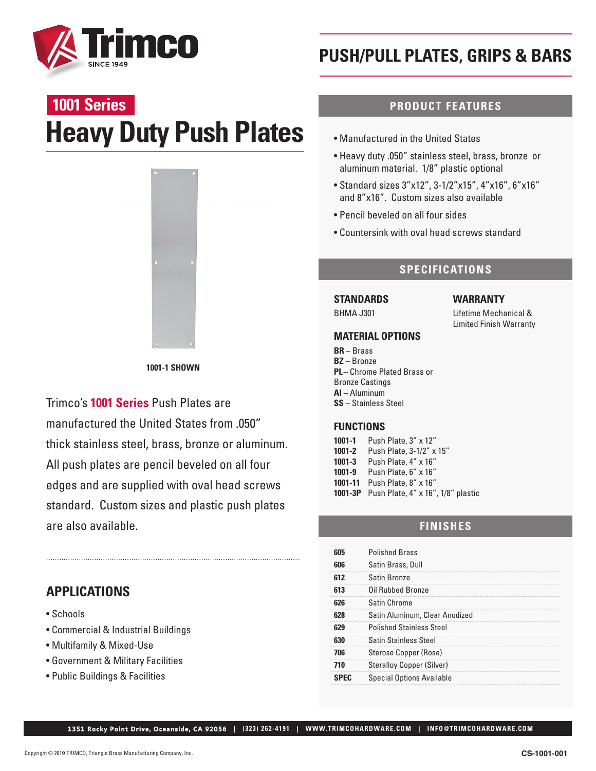Trimco SINCE 1949

# PUSH/PULL PLATES, GRIPS & BARS

## 1001 Series

# Heavy Duty Push Plates

**1001-1 SHOWN**

Trimco's **1001 Series** Push Plates are manufactured the United States from .050" thick stainless steel, brass, bronze or aluminum. All push plates are pencil beveled on all four edges and are supplied with oval head screws standard. Custom sizes and plastic push plates are also available.

## APPLICATIONS

- Schools
- Commercial & Industrial Buildings
- Multifamily & Mixed-Use
- Government & Military Facilities
- Public Buildings & Facilities

## PRODUCT FEATURES

- Manufactured in the United States
- Heavy duty .050" stainless steel, brass, bronze or aluminum material. 1/8" plastic optional
- Standard sizes 3"x12", 3-1/2"x15", 4"x16", 6"x16" and 8"x16". Custom sizes also available
- Pencil beveled on all four sides
- Countersink with oval head screws standard

## SPECIFICATIONS

### STANDARDS

BHMA J301

### WARRANTY

Lifetime Mechanical & Limited Finish Warranty

### MATERIAL OPTIONS

**BR** – Brass
**BZ** – Bronze
**PL** – Chrome Plated Brass or Bronze Castings
**AI** – Aluminum
**SS** – Stainless Steel

### FUNCTIONS

| | |
|---|---|
| **1001-1** | Push Plate, 3" x 12" |
| **1001-2** | Push Plate, 3-1/2" x 15" |
| **1001-3** | Push Plate, 4" x 16" |
| **1001-9** | Push Plate, 6" x 16" |
| **1001-11** | Push Plate, 8" x 16" |
| **1001-3P** | Push Plate, 4" x 16", 1/8" plastic |

## FINISHES

| | |
|---|---|
| **605** | Polished Brass |
| **606** | Satin Brass, Dull |
| **612** | Satin Bronze |
| **613** | Oil Rubbed Bronze |
| **626** | Satin Chrome |
| **628** | Satin Aluminum, Clear Anodized |
| **629** | Polished Stainless Steel |
| **630** | Satin Stainless Steel |
| **706** | Sterose Copper (Rose) |
| **710** | Steralloy Copper (Silver) |
| **SPEC** | Special Options Available |

1351 Rocky Point Drive, Oceanside, CA 92056 | (323) 262-4191 | WWW.TRIMCOHARDWARE.COM | INFO@TRIMCOHARDWARE.COM

Copyright © 2019 TRIMCO, Triangle Brass Manufacturing Company, Inc.

CS-1001-001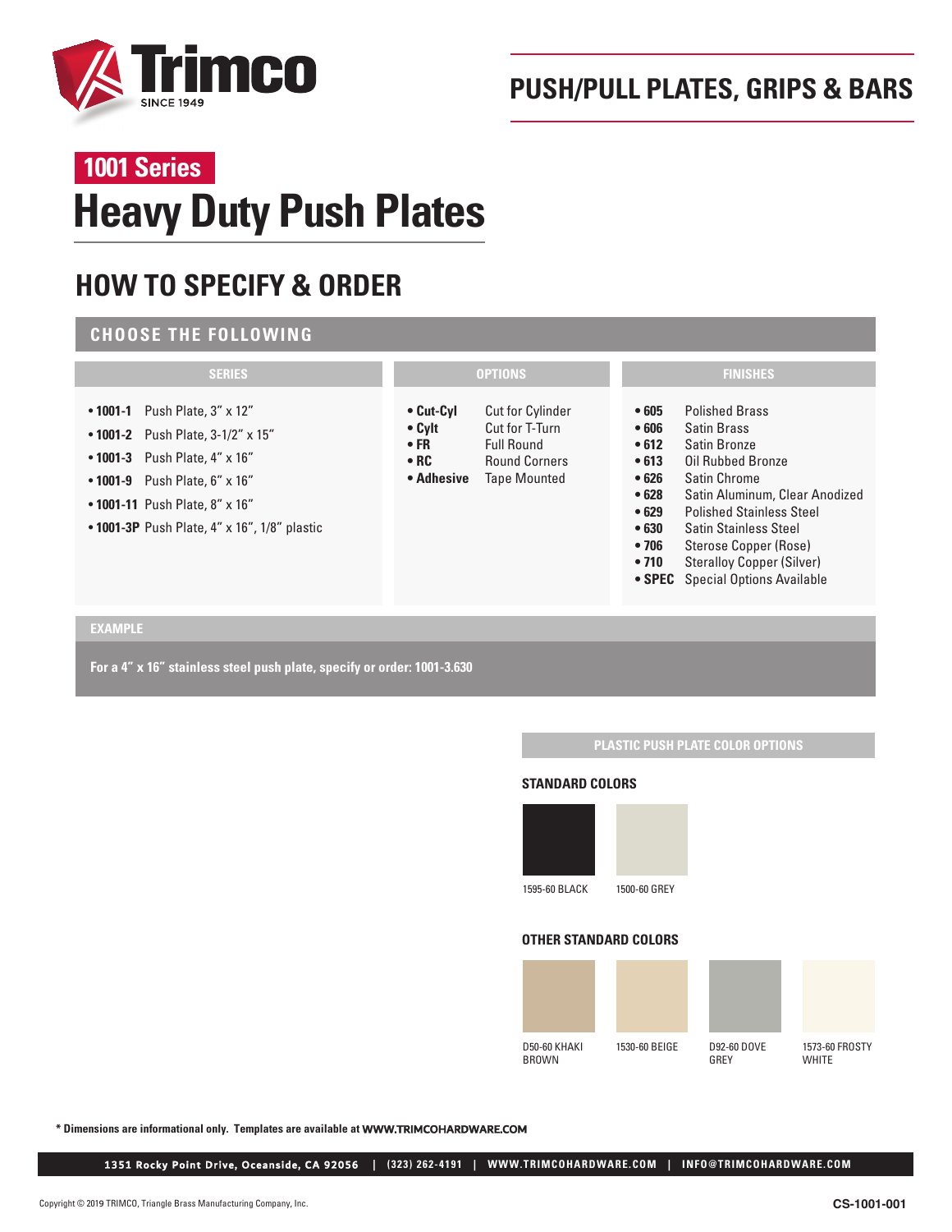Trimco

SINCE 1949

# PUSH/PULL PLATES, GRIPS & BARS

## 1001 Series

# Heavy Duty Push Plates

## HOW TO SPECIFY & ORDER

### CHOOSE THE FOLLOWING

**SERIES**

- **1001-1** Push Plate, 3" x 12"
- **1001-2** Push Plate, 3-1/2" x 15"
- **1001-3** Push Plate, 4" x 16"
- **1001-9** Push Plate, 6" x 16"
- **1001-11** Push Plate, 8" x 16"
- **1001-3P** Push Plate, 4" x 16", 1/8" plastic

**OPTIONS**

- **Cut-Cyl** Cut for Cylinder
- **Cylt** Cut for T-Turn
- **FR** Full Round
- **RC** Round Corners
- **Adhesive** Tape Mounted

**FINISHES**

- **605** Polished Brass
- **606** Satin Brass
- **612** Satin Bronze
- **613** Oil Rubbed Bronze
- **626** Satin Chrome
- **628** Satin Aluminum, Clear Anodized
- **629** Polished Stainless Steel
- **630** Satin Stainless Steel
- **706** Sterose Copper (Rose)
- **710** Steralloy Copper (Silver)
- **SPEC** Special Options Available

**EXAMPLE**

**For a 4" x 16" stainless steel push plate, specify or order: 1001-3.630**

**PLASTIC PUSH PLATE COLOR OPTIONS**

**STANDARD COLORS**

1595-60 BLACK

1500-60 GREY

**OTHER STANDARD COLORS**

D50-60 KHAKI BROWN

1530-60 BEIGE

D92-60 DOVE GREY

1573-60 FROSTY WHITE

**\* Dimensions are informational only. Templates are available at WWW.TRIMCOHARDWARE.COM**

1351 Rocky Point Drive, Oceanside, CA 92056 | (323) 262-4191 | WWW.TRIMCOHARDWARE.COM | INFO@TRIMCOHARDWARE.COM

Copyright © 2019 TRIMCO, Triangle Brass Manufacturing Company, Inc.

CS-1001-001